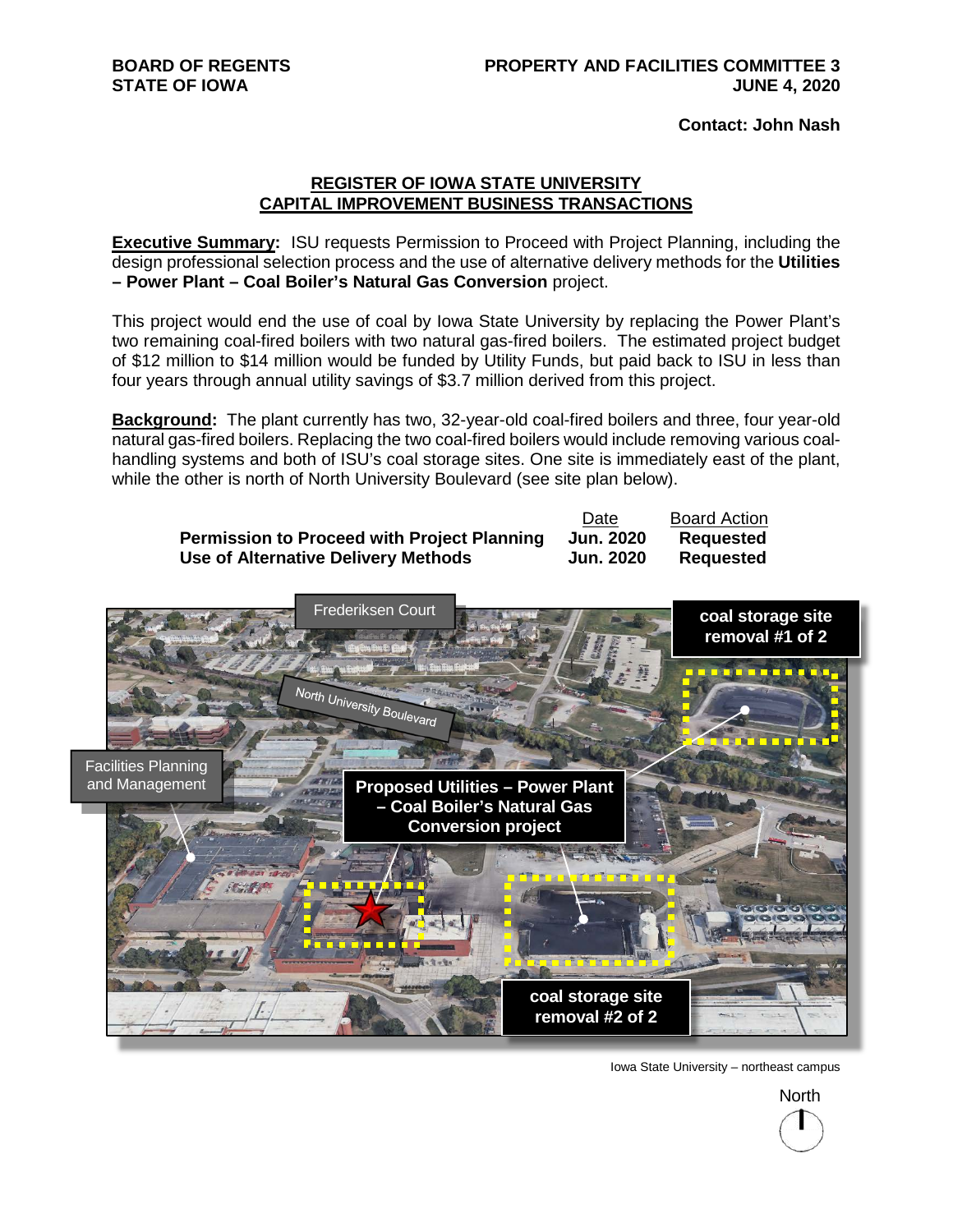BOARD OF REGENTS
STATE OF IOWA

PROPERTY AND FACILITIES COMMITTEE 3
JUNE 4, 2020

**Contact: John Nash**

## REGISTER OF IOWA STATE UNIVERSITY CAPITAL IMPROVEMENT BUSINESS TRANSACTIONS

**Executive Summary:** ISU requests Permission to Proceed with Project Planning, including the design professional selection process and the use of alternative delivery methods for the **Utilities – Power Plant – Coal Boiler's Natural Gas Conversion** project.

This project would end the use of coal by Iowa State University by replacing the Power Plant's two remaining coal-fired boilers with two natural gas-fired boilers. The estimated project budget of $12 million to $14 million would be funded by Utility Funds, but paid back to ISU in less than four years through annual utility savings of $3.7 million derived from this project.

**Background:** The plant currently has two, 32-year-old coal-fired boilers and three, four year-old natural gas-fired boilers. Replacing the two coal-fired boilers would include removing various coal-handling systems and both of ISU's coal storage sites. One site is immediately east of the plant, while the other is north of North University Boulevard (see site plan below).

| | Date | Board Action |
|---|---|---|
| **Permission to Proceed with Project Planning** | **Jun. 2020** | **Requested** |
| **Use of Alternative Delivery Methods** | **Jun. 2020** | **Requested** |

Frederiksen Court

North University Boulevard

coal storage site removal #1 of 2

Facilities Planning and Management

Proposed Utilities – Power Plant – Coal Boiler's Natural Gas Conversion project

coal storage site removal #2 of 2

Iowa State University – northeast campus

North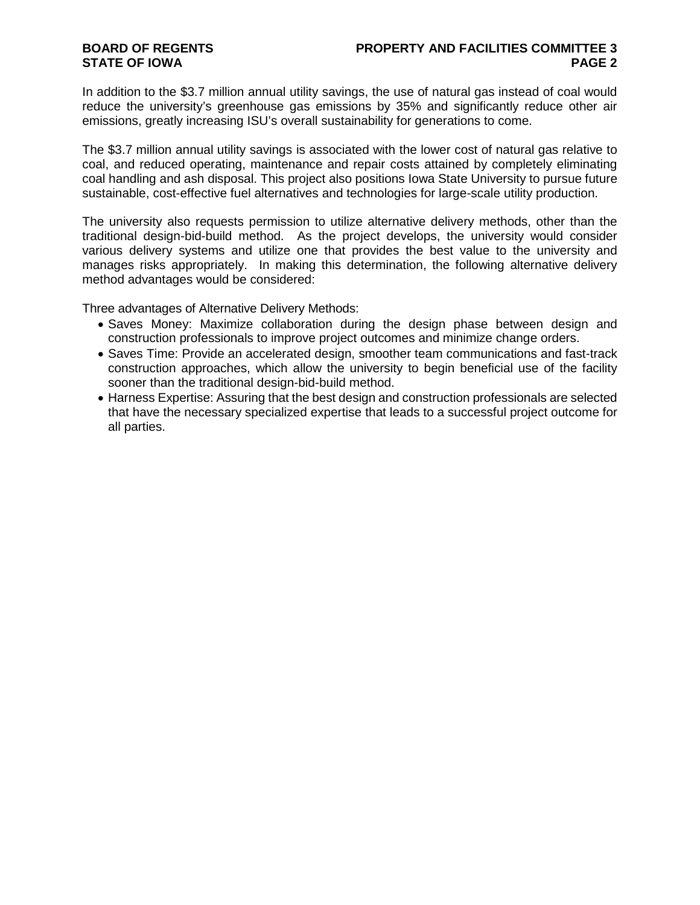In addition to the $3.7 million annual utility savings, the use of natural gas instead of coal would reduce the university's greenhouse gas emissions by 35% and significantly reduce other air emissions, greatly increasing ISU's overall sustainability for generations to come.

The $3.7 million annual utility savings is associated with the lower cost of natural gas relative to coal, and reduced operating, maintenance and repair costs attained by completely eliminating coal handling and ash disposal. This project also positions Iowa State University to pursue future sustainable, cost-effective fuel alternatives and technologies for large-scale utility production.

The university also requests permission to utilize alternative delivery methods, other than the traditional design-bid-build method. As the project develops, the university would consider various delivery systems and utilize one that provides the best value to the university and manages risks appropriately. In making this determination, the following alternative delivery method advantages would be considered:

Three advantages of Alternative Delivery Methods:

- Saves Money: Maximize collaboration during the design phase between design and construction professionals to improve project outcomes and minimize change orders.
- Saves Time: Provide an accelerated design, smoother team communications and fast-track construction approaches, which allow the university to begin beneficial use of the facility sooner than the traditional design-bid-build method.
- Harness Expertise: Assuring that the best design and construction professionals are selected that have the necessary specialized expertise that leads to a successful project outcome for all parties.